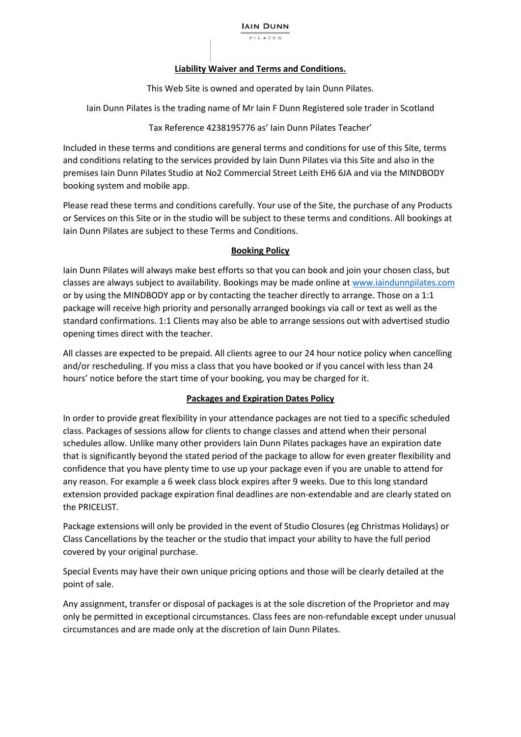IAIN DUNN

PILATES

## Liability Waiver and Terms and Conditions.

This Web Site is owned and operated by Iain Dunn Pilates.

Iain Dunn Pilates is the trading name of Mr Iain F Dunn Registered sole trader in Scotland

Tax Reference 4238195776 as' Iain Dunn Pilates Teacher'

Included in these terms and conditions are general terms and conditions for use of this Site, terms and conditions relating to the services provided by Iain Dunn Pilates via this Site and also in the premises Iain Dunn Pilates Studio at No2 Commercial Street Leith EH6 6JA and via the MINDBODY booking system and mobile app.

Please read these terms and conditions carefully. Your use of the Site, the purchase of any Products or Services on this Site or in the studio will be subject to these terms and conditions. All bookings at Iain Dunn Pilates are subject to these Terms and Conditions.

### Booking Policy

Iain Dunn Pilates will always make best efforts so that you can book and join your chosen class, but classes are always subject to availability. Bookings may be made online at www.iaindunnpilates.com or by using the MINDBODY app or by contacting the teacher directly to arrange. Those on a 1:1 package will receive high priority and personally arranged bookings via call or text as well as the standard confirmations. 1:1 Clients may also be able to arrange sessions out with advertised studio opening times direct with the teacher.

All classes are expected to be prepaid. All clients agree to our 24 hour notice policy when cancelling and/or rescheduling. If you miss a class that you have booked or if you cancel with less than 24 hours' notice before the start time of your booking, you may be charged for it.

### Packages and Expiration Dates Policy

In order to provide great flexibility in your attendance packages are not tied to a specific scheduled class. Packages of sessions allow for clients to change classes and attend when their personal schedules allow. Unlike many other providers Iain Dunn Pilates packages have an expiration date that is significantly beyond the stated period of the package to allow for even greater flexibility and confidence that you have plenty time to use up your package even if you are unable to attend for any reason. For example a 6 week class block expires after 9 weeks. Due to this long standard extension provided package expiration final deadlines are non-extendable and are clearly stated on the PRICELIST.

Package extensions will only be provided in the event of Studio Closures (eg Christmas Holidays) or Class Cancellations by the teacher or the studio that impact your ability to have the full period covered by your original purchase.

Special Events may have their own unique pricing options and those will be clearly detailed at the point of sale.

Any assignment, transfer or disposal of packages is at the sole discretion of the Proprietor and may only be permitted in exceptional circumstances. Class fees are non-refundable except under unusual circumstances and are made only at the discretion of Iain Dunn Pilates.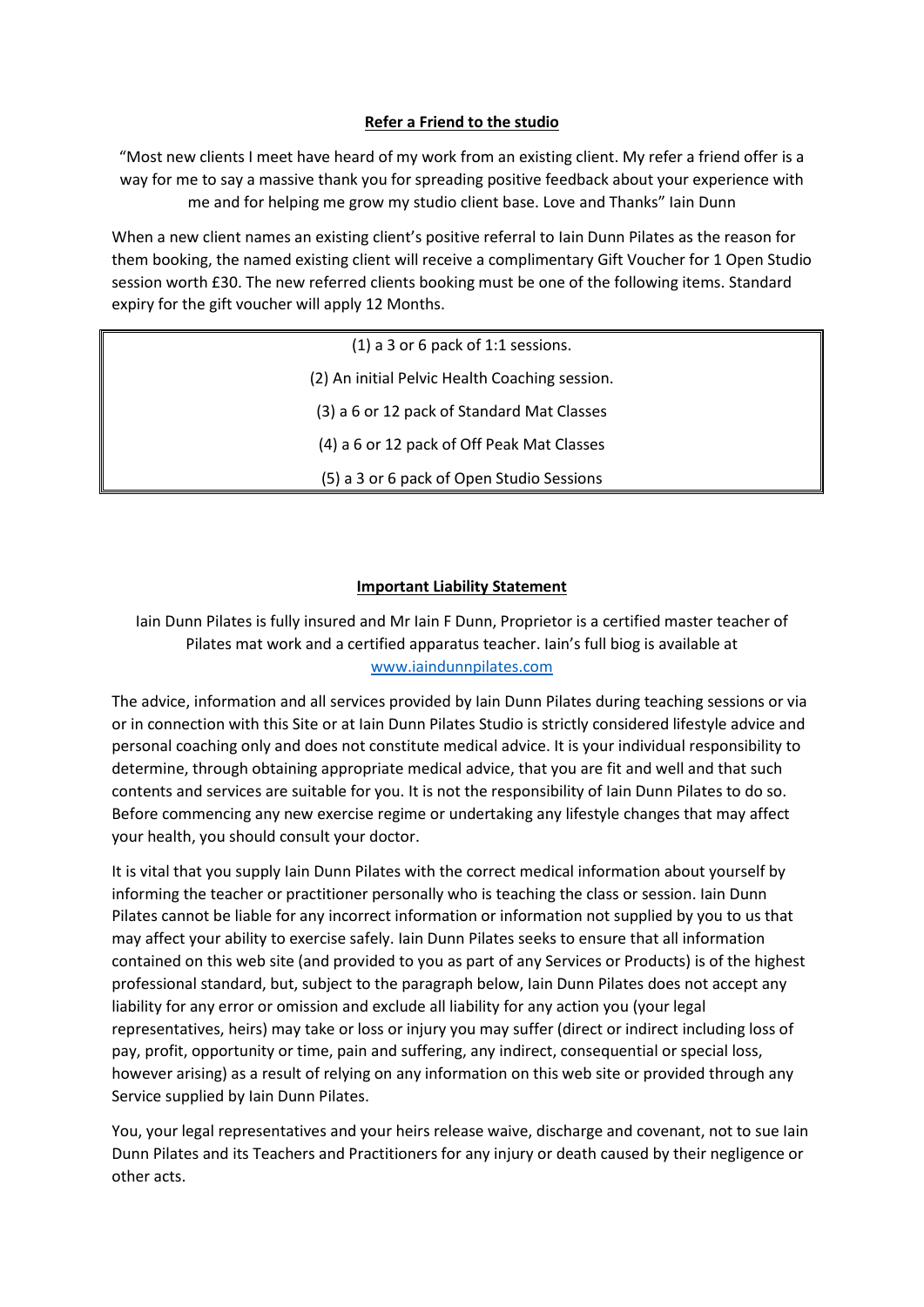## Refer a Friend to the studio

"Most new clients I meet have heard of my work from an existing client. My refer a friend offer is a way for me to say a massive thank you for spreading positive feedback about your experience with me and for helping me grow my studio client base. Love and Thanks" Iain Dunn

When a new client names an existing client's positive referral to Iain Dunn Pilates as the reason for them booking, the named existing client will receive a complimentary Gift Voucher for 1 Open Studio session worth £30. The new referred clients booking must be one of the following items. Standard expiry for the gift voucher will apply 12 Months.

| (1) a 3 or 6 pack of 1:1 sessions. |
|---|
| (2) An initial Pelvic Health Coaching session. |
| (3) a 6 or 12 pack of Standard Mat Classes |
| (4) a 6 or 12 pack of Off Peak Mat Classes |
| (5) a 3 or 6 pack of Open Studio Sessions |

## Important Liability Statement

Iain Dunn Pilates is fully insured and Mr Iain F Dunn, Proprietor is a certified master teacher of Pilates mat work and a certified apparatus teacher. Iain's full biog is available at [www.iaindunnpilates.com](www.iaindunnpilates.com)

The advice, information and all services provided by Iain Dunn Pilates during teaching sessions or via or in connection with this Site or at Iain Dunn Pilates Studio is strictly considered lifestyle advice and personal coaching only and does not constitute medical advice. It is your individual responsibility to determine, through obtaining appropriate medical advice, that you are fit and well and that such contents and services are suitable for you. It is not the responsibility of Iain Dunn Pilates to do so. Before commencing any new exercise regime or undertaking any lifestyle changes that may affect your health, you should consult your doctor.

It is vital that you supply Iain Dunn Pilates with the correct medical information about yourself by informing the teacher or practitioner personally who is teaching the class or session. Iain Dunn Pilates cannot be liable for any incorrect information or information not supplied by you to us that may affect your ability to exercise safely. Iain Dunn Pilates seeks to ensure that all information contained on this web site (and provided to you as part of any Services or Products) is of the highest professional standard, but, subject to the paragraph below, Iain Dunn Pilates does not accept any liability for any error or omission and exclude all liability for any action you (your legal representatives, heirs) may take or loss or injury you may suffer (direct or indirect including loss of pay, profit, opportunity or time, pain and suffering, any indirect, consequential or special loss, however arising) as a result of relying on any information on this web site or provided through any Service supplied by Iain Dunn Pilates.

You, your legal representatives and your heirs release waive, discharge and covenant, not to sue Iain Dunn Pilates and its Teachers and Practitioners for any injury or death caused by their negligence or other acts.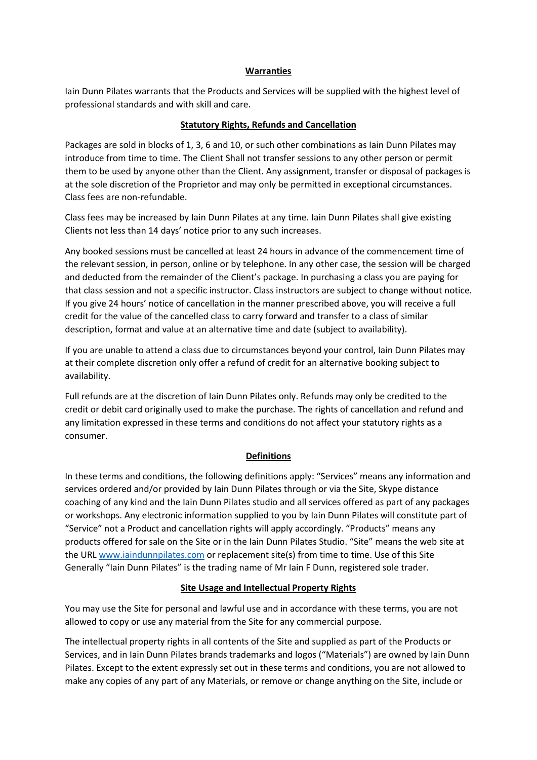**Warranties**

Iain Dunn Pilates warrants that the Products and Services will be supplied with the highest level of professional standards and with skill and care.

**Statutory Rights, Refunds and Cancellation**

Packages are sold in blocks of 1, 3, 6 and 10, or such other combinations as Iain Dunn Pilates may introduce from time to time. The Client Shall not transfer sessions to any other person or permit them to be used by anyone other than the Client. Any assignment, transfer or disposal of packages is at the sole discretion of the Proprietor and may only be permitted in exceptional circumstances. Class fees are non-refundable.

Class fees may be increased by Iain Dunn Pilates at any time. Iain Dunn Pilates shall give existing Clients not less than 14 days' notice prior to any such increases.

Any booked sessions must be cancelled at least 24 hours in advance of the commencement time of the relevant session, in person, online or by telephone. In any other case, the session will be charged and deducted from the remainder of the Client's package. In purchasing a class you are paying for that class session and not a specific instructor. Class instructors are subject to change without notice. If you give 24 hours' notice of cancellation in the manner prescribed above, you will receive a full credit for the value of the cancelled class to carry forward and transfer to a class of similar description, format and value at an alternative time and date (subject to availability).

If you are unable to attend a class due to circumstances beyond your control, Iain Dunn Pilates may at their complete discretion only offer a refund of credit for an alternative booking subject to availability.

Full refunds are at the discretion of Iain Dunn Pilates only. Refunds may only be credited to the credit or debit card originally used to make the purchase. The rights of cancellation and refund and any limitation expressed in these terms and conditions do not affect your statutory rights as a consumer.

**Definitions**

In these terms and conditions, the following definitions apply: "Services" means any information and services ordered and/or provided by Iain Dunn Pilates through or via the Site, Skype distance coaching of any kind and the Iain Dunn Pilates studio and all services offered as part of any packages or workshops. Any electronic information supplied to you by Iain Dunn Pilates will constitute part of "Service" not a Product and cancellation rights will apply accordingly. "Products" means any products offered for sale on the Site or in the Iain Dunn Pilates Studio. "Site" means the web site at the URL [www.iaindunnpilates.com](http://www.iaindunnpilates.com) or replacement site(s) from time to time. Use of this Site Generally "Iain Dunn Pilates" is the trading name of Mr Iain F Dunn, registered sole trader.

**Site Usage and Intellectual Property Rights**

You may use the Site for personal and lawful use and in accordance with these terms, you are not allowed to copy or use any material from the Site for any commercial purpose.

The intellectual property rights in all contents of the Site and supplied as part of the Products or Services, and in Iain Dunn Pilates brands trademarks and logos ("Materials") are owned by Iain Dunn Pilates. Except to the extent expressly set out in these terms and conditions, you are not allowed to make any copies of any part of any Materials, or remove or change anything on the Site, include or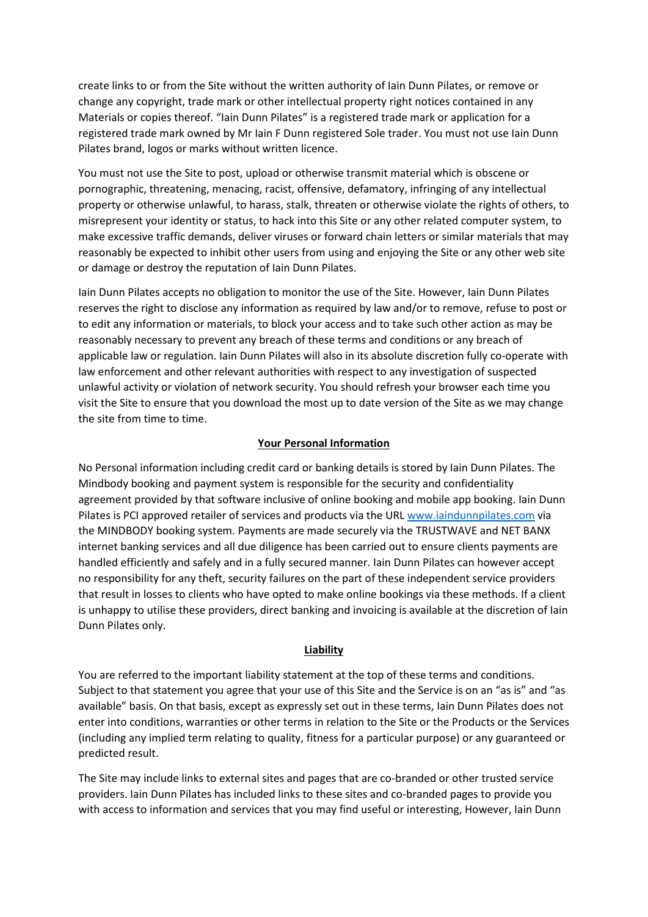create links to or from the Site without the written authority of Iain Dunn Pilates, or remove or change any copyright, trade mark or other intellectual property right notices contained in any Materials or copies thereof. "Iain Dunn Pilates" is a registered trade mark or application for a registered trade mark owned by Mr Iain F Dunn registered Sole trader. You must not use Iain Dunn Pilates brand, logos or marks without written licence.

You must not use the Site to post, upload or otherwise transmit material which is obscene or pornographic, threatening, menacing, racist, offensive, defamatory, infringing of any intellectual property or otherwise unlawful, to harass, stalk, threaten or otherwise violate the rights of others, to misrepresent your identity or status, to hack into this Site or any other related computer system, to make excessive traffic demands, deliver viruses or forward chain letters or similar materials that may reasonably be expected to inhibit other users from using and enjoying the Site or any other web site or damage or destroy the reputation of Iain Dunn Pilates.

Iain Dunn Pilates accepts no obligation to monitor the use of the Site. However, Iain Dunn Pilates reserves the right to disclose any information as required by law and/or to remove, refuse to post or to edit any information or materials, to block your access and to take such other action as may be reasonably necessary to prevent any breach of these terms and conditions or any breach of applicable law or regulation. Iain Dunn Pilates will also in its absolute discretion fully co-operate with law enforcement and other relevant authorities with respect to any investigation of suspected unlawful activity or violation of network security. You should refresh your browser each time you visit the Site to ensure that you download the most up to date version of the Site as we may change the site from time to time.

**Your Personal Information**

No Personal information including credit card or banking details is stored by Iain Dunn Pilates. The Mindbody booking and payment system is responsible for the security and confidentiality agreement provided by that software inclusive of online booking and mobile app booking. Iain Dunn Pilates is PCI approved retailer of services and products via the URL [www.iaindunnpilates.com](http://www.iaindunnpilates.com) via the MINDBODY booking system. Payments are made securely via the TRUSTWAVE and NET BANX internet banking services and all due diligence has been carried out to ensure clients payments are handled efficiently and safely and in a fully secured manner. Iain Dunn Pilates can however accept no responsibility for any theft, security failures on the part of these independent service providers that result in losses to clients who have opted to make online bookings via these methods. If a client is unhappy to utilise these providers, direct banking and invoicing is available at the discretion of Iain Dunn Pilates only.

**Liability**

You are referred to the important liability statement at the top of these terms and conditions. Subject to that statement you agree that your use of this Site and the Service is on an "as is" and "as available" basis. On that basis, except as expressly set out in these terms, Iain Dunn Pilates does not enter into conditions, warranties or other terms in relation to the Site or the Products or the Services (including any implied term relating to quality, fitness for a particular purpose) or any guaranteed or predicted result.

The Site may include links to external sites and pages that are co-branded or other trusted service providers. Iain Dunn Pilates has included links to these sites and co-branded pages to provide you with access to information and services that you may find useful or interesting, However, Iain Dunn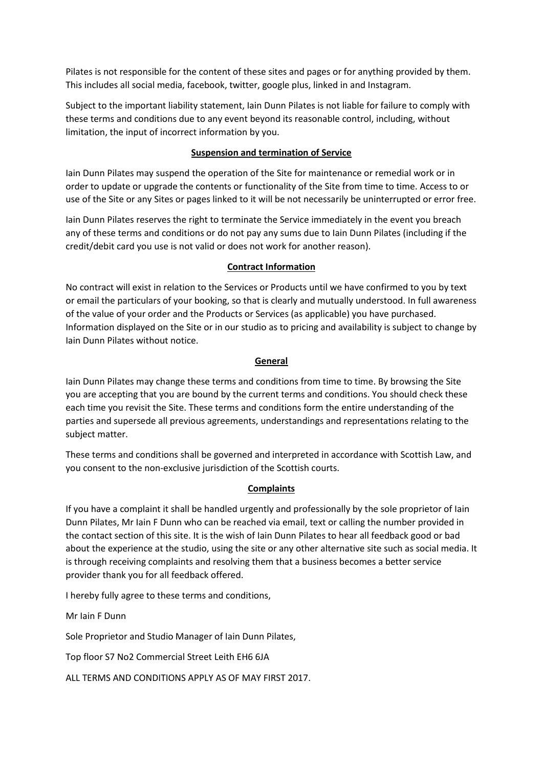Pilates is not responsible for the content of these sites and pages or for anything provided by them. This includes all social media, facebook, twitter, google plus, linked in and Instagram.

Subject to the important liability statement, Iain Dunn Pilates is not liable for failure to comply with these terms and conditions due to any event beyond its reasonable control, including, without limitation, the input of incorrect information by you.

**Suspension and termination of Service**

Iain Dunn Pilates may suspend the operation of the Site for maintenance or remedial work or in order to update or upgrade the contents or functionality of the Site from time to time. Access to or use of the Site or any Sites or pages linked to it will be not necessarily be uninterrupted or error free.

Iain Dunn Pilates reserves the right to terminate the Service immediately in the event you breach any of these terms and conditions or do not pay any sums due to Iain Dunn Pilates (including if the credit/debit card you use is not valid or does not work for another reason).

**Contract Information**

No contract will exist in relation to the Services or Products until we have confirmed to you by text or email the particulars of your booking, so that is clearly and mutually understood. In full awareness of the value of your order and the Products or Services (as applicable) you have purchased. Information displayed on the Site or in our studio as to pricing and availability is subject to change by Iain Dunn Pilates without notice.

**General**

Iain Dunn Pilates may change these terms and conditions from time to time. By browsing the Site you are accepting that you are bound by the current terms and conditions. You should check these each time you revisit the Site. These terms and conditions form the entire understanding of the parties and supersede all previous agreements, understandings and representations relating to the subject matter.

These terms and conditions shall be governed and interpreted in accordance with Scottish Law, and you consent to the non-exclusive jurisdiction of the Scottish courts.

**Complaints**

If you have a complaint it shall be handled urgently and professionally by the sole proprietor of Iain Dunn Pilates, Mr Iain F Dunn who can be reached via email, text or calling the number provided in the contact section of this site. It is the wish of Iain Dunn Pilates to hear all feedback good or bad about the experience at the studio, using the site or any other alternative site such as social media. It is through receiving complaints and resolving them that a business becomes a better service provider thank you for all feedback offered.

I hereby fully agree to these terms and conditions,

Mr Iain F Dunn

Sole Proprietor and Studio Manager of Iain Dunn Pilates,

Top floor S7 No2 Commercial Street Leith EH6 6JA

ALL TERMS AND CONDITIONS APPLY AS OF MAY FIRST 2017.